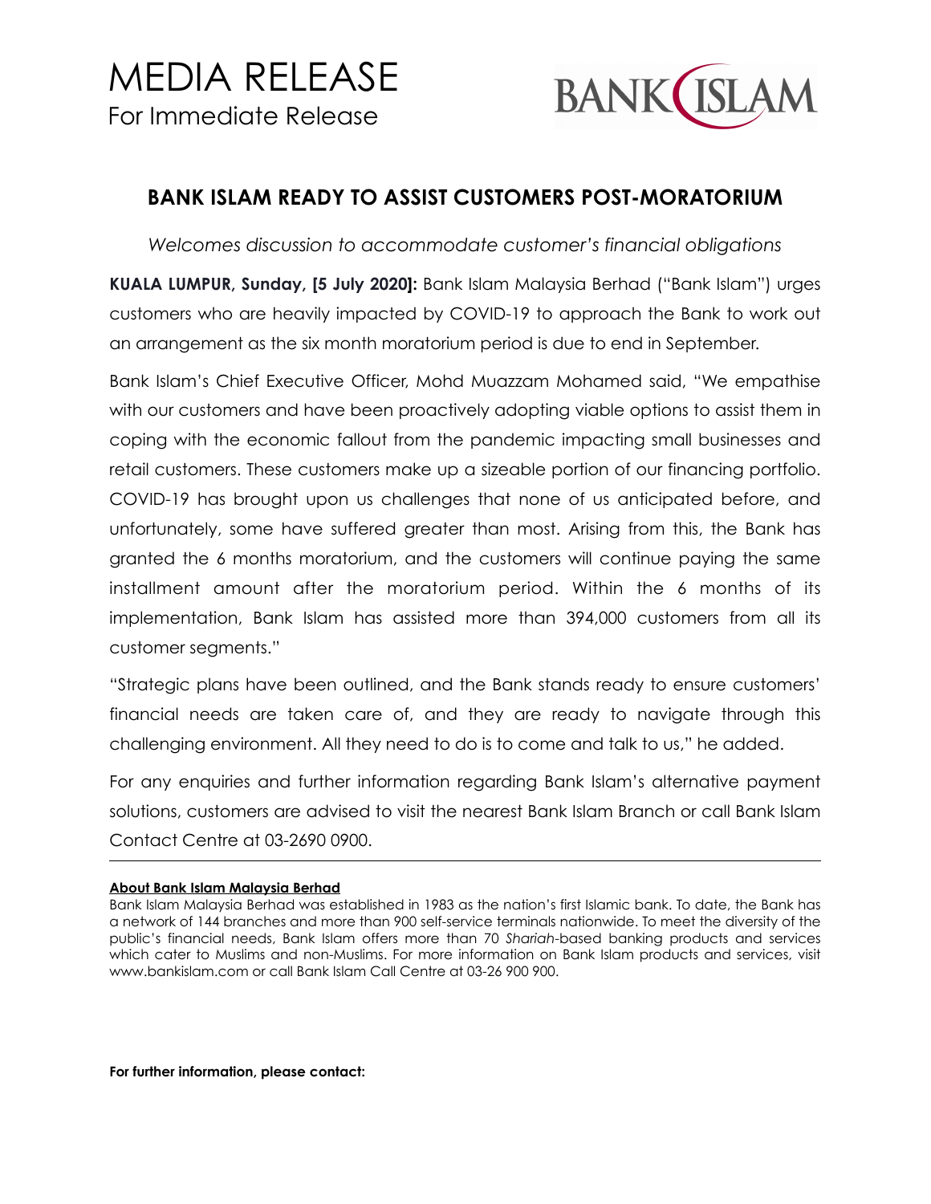# MEDIA RELEASE

For Immediate Release

BANK ISLAM

## BANK ISLAM READY TO ASSIST CUSTOMERS POST-MORATORIUM

*Welcomes discussion to accommodate customer's financial obligations*

**KUALA LUMPUR, Sunday, [5 July 2020]:** Bank Islam Malaysia Berhad ("Bank Islam") urges customers who are heavily impacted by COVID-19 to approach the Bank to work out an arrangement as the six month moratorium period is due to end in September.

Bank Islam's Chief Executive Officer, Mohd Muazzam Mohamed said, "We empathise with our customers and have been proactively adopting viable options to assist them in coping with the economic fallout from the pandemic impacting small businesses and retail customers. These customers make up a sizeable portion of our financing portfolio. COVID-19 has brought upon us challenges that none of us anticipated before, and unfortunately, some have suffered greater than most. Arising from this, the Bank has granted the 6 months moratorium, and the customers will continue paying the same installment amount after the moratorium period. Within the 6 months of its implementation, Bank Islam has assisted more than 394,000 customers from all its customer segments."

"Strategic plans have been outlined, and the Bank stands ready to ensure customers' financial needs are taken care of, and they are ready to navigate through this challenging environment. All they need to do is to come and talk to us," he added.

For any enquiries and further information regarding Bank Islam's alternative payment solutions, customers are advised to visit the nearest Bank Islam Branch or call Bank Islam Contact Centre at 03-2690 0900.

---

**About Bank Islam Malaysia Berhad**

Bank Islam Malaysia Berhad was established in 1983 as the nation's first Islamic bank. To date, the Bank has a network of 144 branches and more than 900 self-service terminals nationwide. To meet the diversity of the public's financial needs, Bank Islam offers more than 70 *Shariah*-based banking products and services which cater to Muslims and non-Muslims. For more information on Bank Islam products and services, visit www.bankislam.com or call Bank Islam Call Centre at 03-26 900 900.

**For further information, please contact:**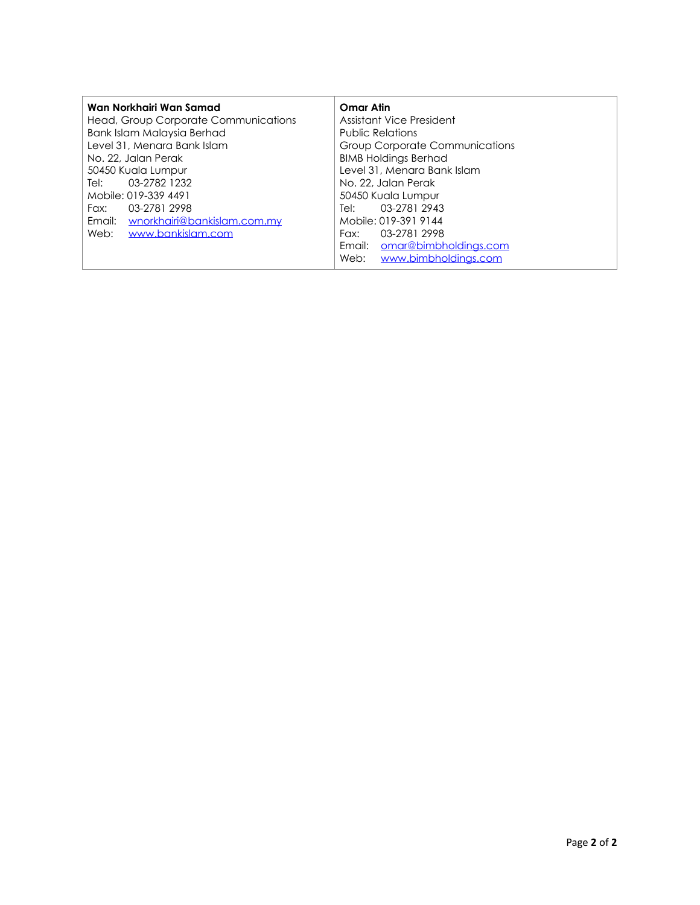| | |
|---|---|
| **Wan Norkhairi Wan Samad**<br>Head, Group Corporate Communications<br>Bank Islam Malaysia Berhad<br>Level 31, Menara Bank Islam<br>No. 22, Jalan Perak<br>50450 Kuala Lumpur<br>Tel: 03-2782 1232<br>Mobile: 019-339 4491<br>Fax: 03-2781 2998<br>Email: wnorkhairi@bankislam.com.my<br>Web: www.bankislam.com | **Omar Atin**<br>Assistant Vice President<br>Public Relations<br>Group Corporate Communications<br>BIMB Holdings Berhad<br>Level 31, Menara Bank Islam<br>No. 22, Jalan Perak<br>50450 Kuala Lumpur<br>Tel: 03-2781 2943<br>Mobile: 019-391 9144<br>Fax: 03-2781 2998<br>Email: omar@bimbholdings.com<br>Web: www.bimbholdings.com |